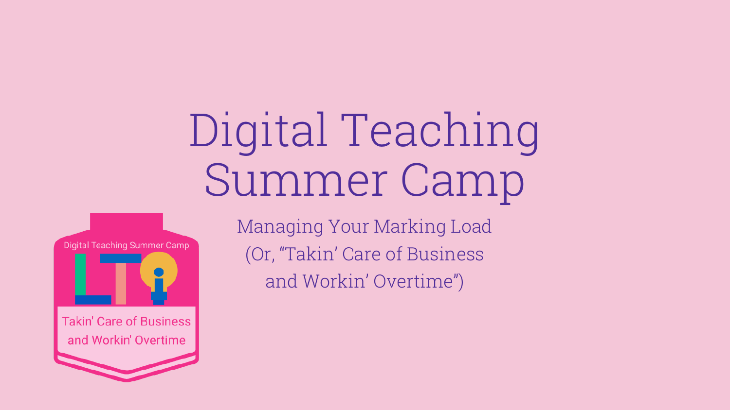# Digital Teaching Summer Camp

## Managing Your Marking Load (Or, “Takin’ Care of Business and Workin’ Overtime”)

Digital Teaching Summer Camp

Takin' Care of Business and Workin' Overtime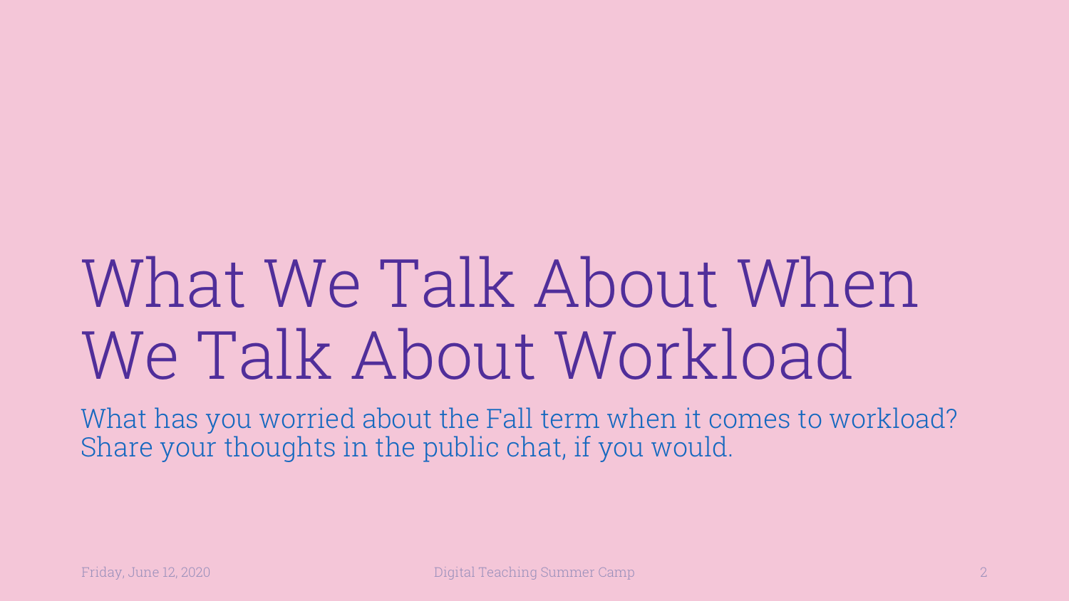# What We Talk About When We Talk About Workload

What has you worried about the Fall term when it comes to workload? Share your thoughts in the public chat, if you would.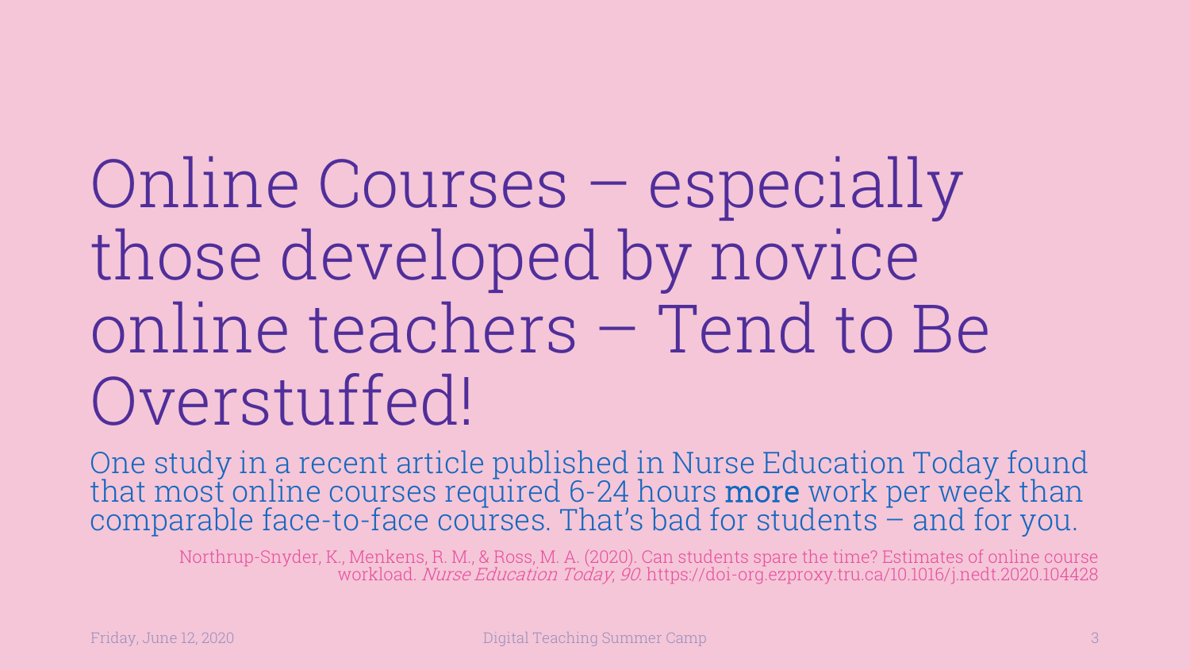# Online Courses – especially those developed by novice online teachers – Tend to Be Overstuffed!

One study in a recent article published in Nurse Education Today found that most online courses required 6-24 hours **more** work per week than comparable face-to-face courses. That's bad for students – and for you.

Northrup-Snyder, K., Menkens, R. M., & Ross, M. A. (2020). Can students spare the time? Estimates of online course workload. *Nurse Education Today*, *90*. https://doi-org.ezproxy.tru.ca/10.1016/j.nedt.2020.104428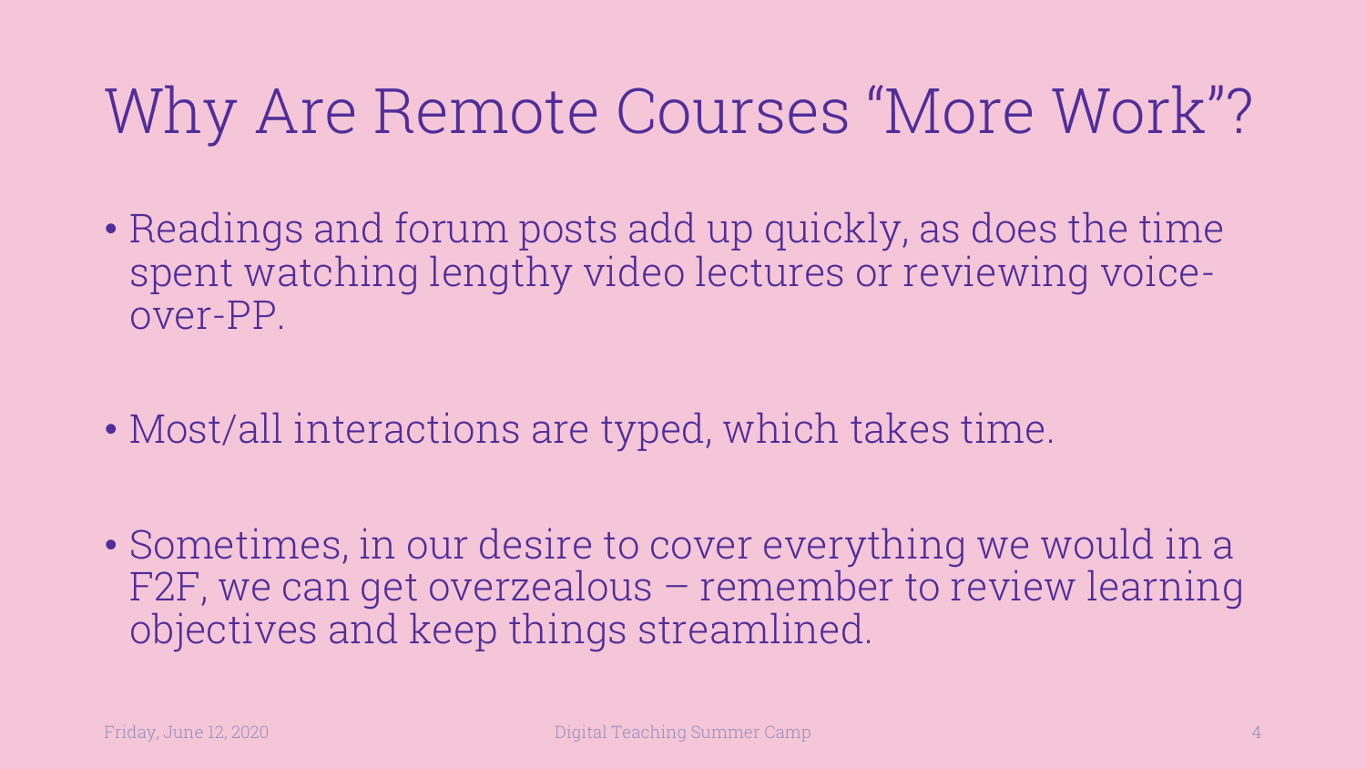# Why Are Remote Courses "More Work"?

- Readings and forum posts add up quickly, as does the time spent watching lengthy video lectures or reviewing voice-over-PP.
- Most/all interactions are typed, which takes time.
- Sometimes, in our desire to cover everything we would in a F2F, we can get overzealous – remember to review learning objectives and keep things streamlined.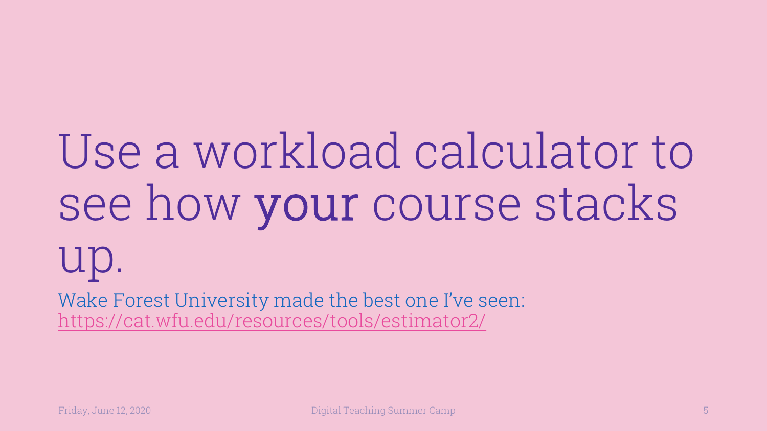# Use a workload calculator to see how **your** course stacks up.

Wake Forest University made the best one I've seen: https://cat.wfu.edu/resources/tools/estimator2/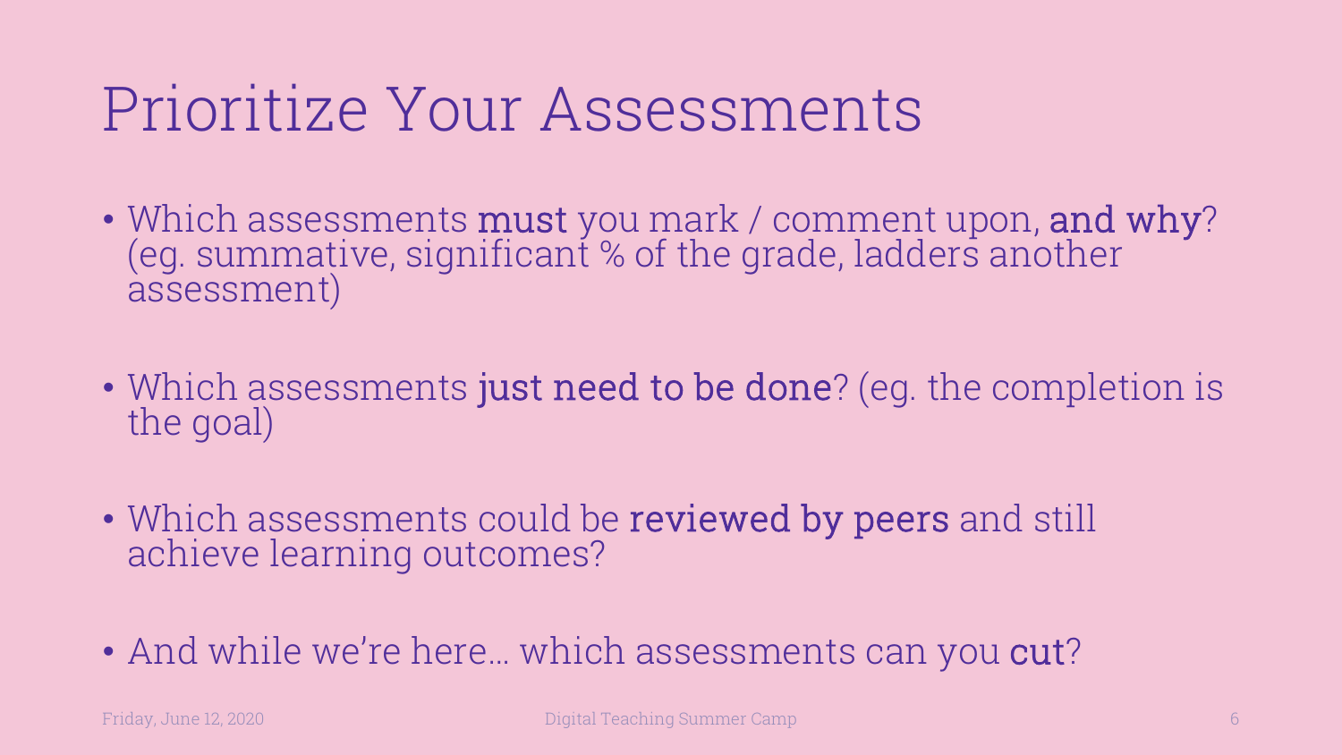# Prioritize Your Assessments

- Which assessments **must** you mark / comment upon, **and why**? (eg. summative, significant % of the grade, ladders another assessment)

- Which assessments **just need to be done**? (eg. the completion is the goal)

- Which assessments could be **reviewed by peers** and still achieve learning outcomes?

- And while we're here… which assessments can you **cut**?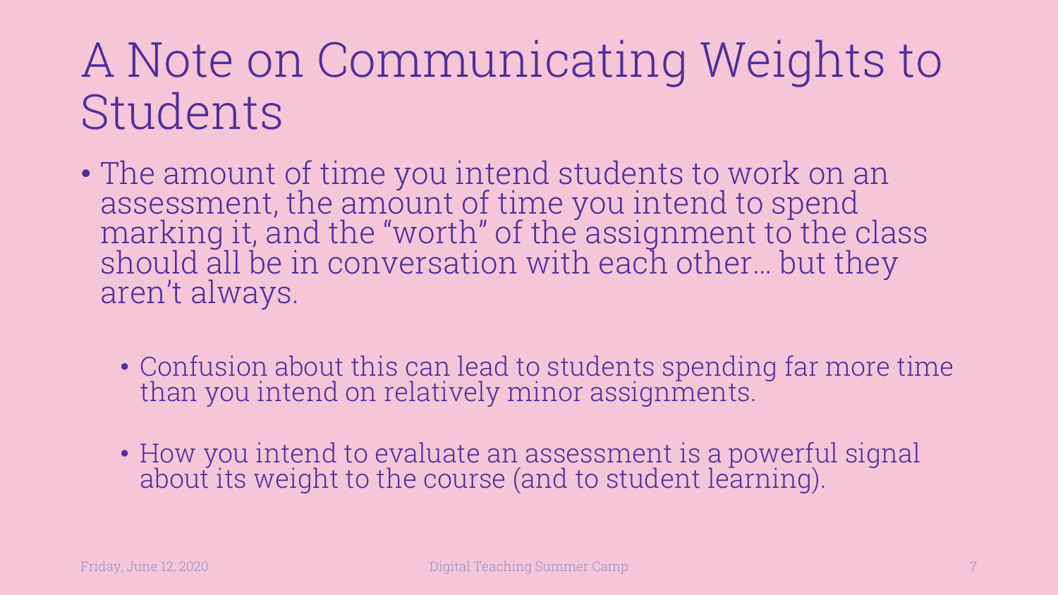# A Note on Communicating Weights to Students

- The amount of time you intend students to work on an assessment, the amount of time you intend to spend marking it, and the "worth" of the assignment to the class should all be in conversation with each other… but they aren't always.
  - Confusion about this can lead to students spending far more time than you intend on relatively minor assignments.
  - How you intend to evaluate an assessment is a powerful signal about its weight to the course (and to student learning).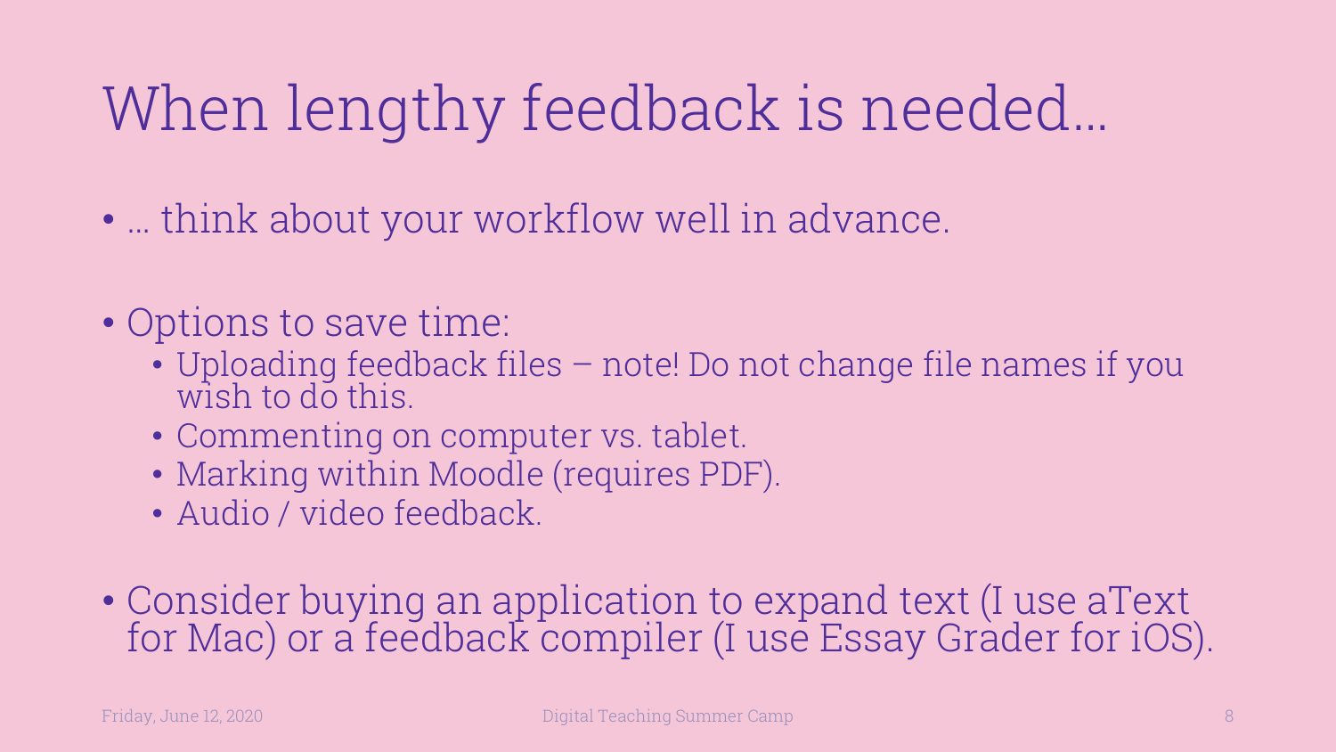# When lengthy feedback is needed…

- … think about your workflow well in advance.

- Options to save time:
  - Uploading feedback files – note! Do not change file names if you wish to do this.
  - Commenting on computer vs. tablet.
  - Marking within Moodle (requires PDF).
  - Audio / video feedback.

- Consider buying an application to expand text (I use aText for Mac) or a feedback compiler (I use Essay Grader for iOS).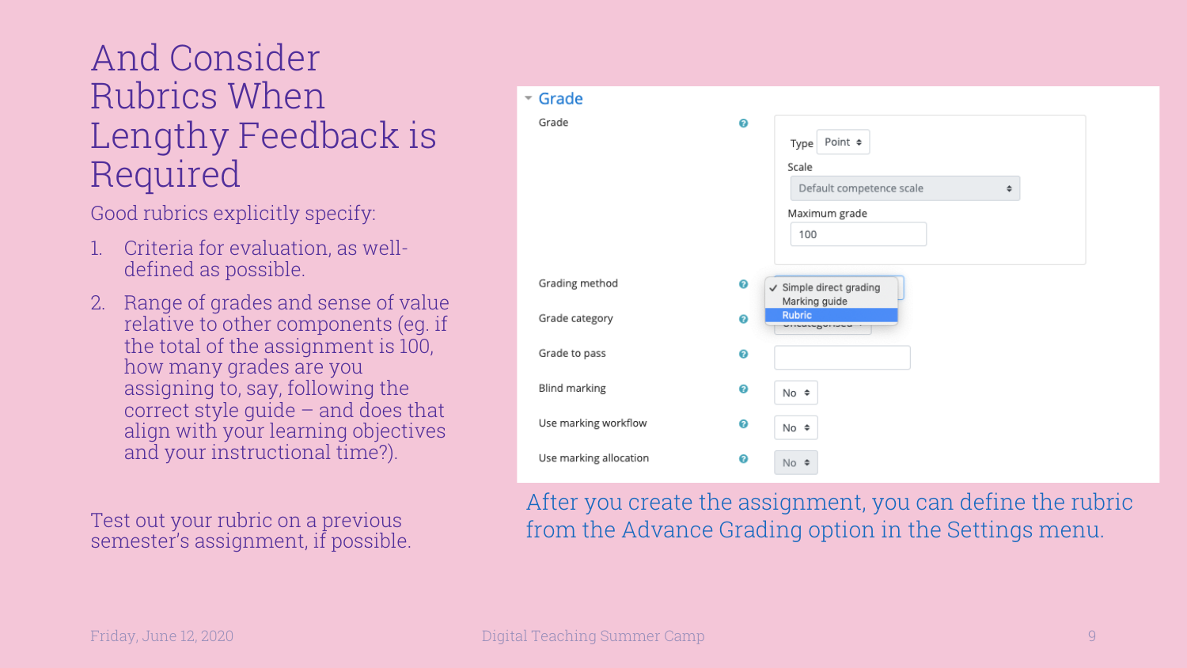# And Consider Rubrics When Lengthy Feedback is Required

Good rubrics explicitly specify:

1. Criteria for evaluation, as well-defined as possible.
2. Range of grades and sense of value relative to other components (eg. if the total of the assignment is 100, how many grades are you assigning to, say, following the correct style guide – and does that align with your learning objectives and your instructional time?).

Test out your rubric on a previous semester's assignment, if possible.

**Grade**

| | |
|---|---|
| Grade | Type: Point; Scale: Default competence scale; Maximum grade: 100 |
| Grading method | ✓ Simple direct grading / Marking guide / Rubric |
| Grade category | Uncategorised |
| Grade to pass | |
| Blind marking | No |
| Use marking workflow | No |
| Use marking allocation | No |

After you create the assignment, you can define the rubric from the Advance Grading option in the Settings menu.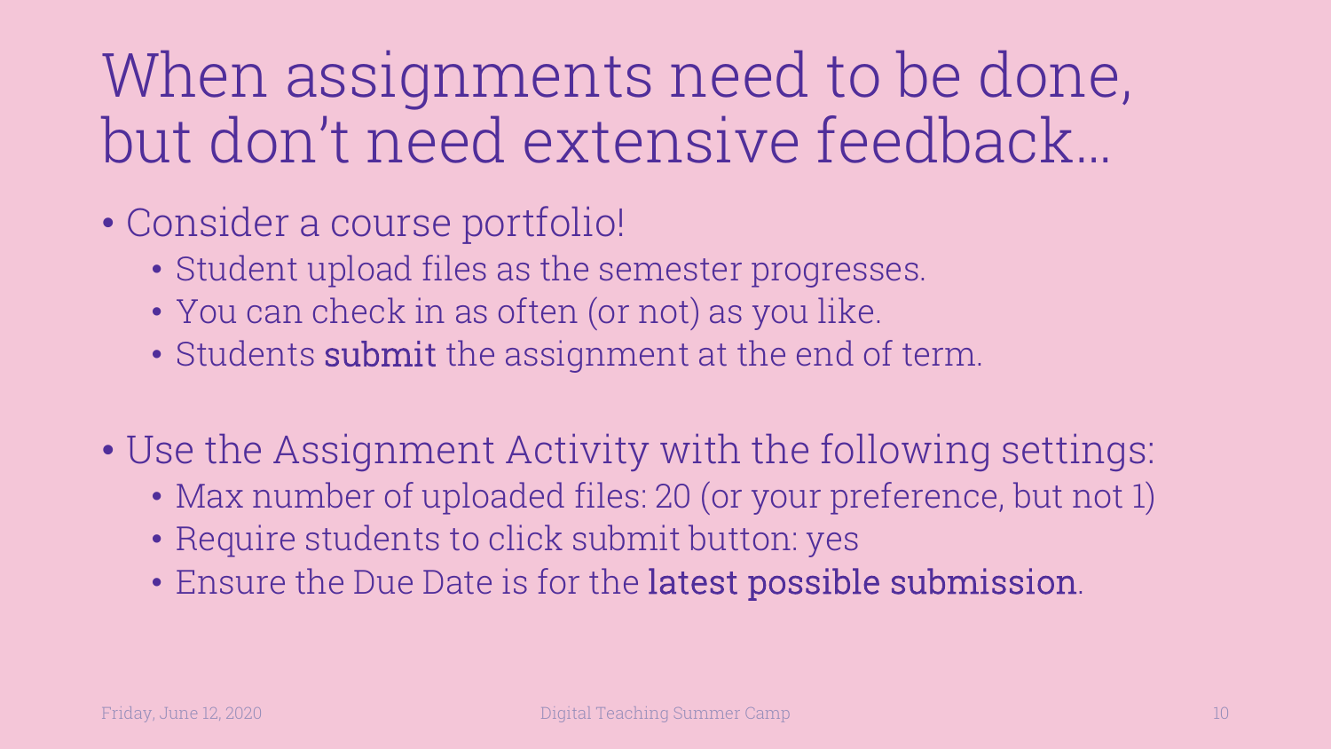# When assignments need to be done, but don't need extensive feedback...

- Consider a course portfolio!
  - Student upload files as the semester progresses.
  - You can check in as often (or not) as you like.
  - Students **submit** the assignment at the end of term.

- Use the Assignment Activity with the following settings:
  - Max number of uploaded files: 20 (or your preference, but not 1)
  - Require students to click submit button: yes
  - Ensure the Due Date is for the **latest possible submission**.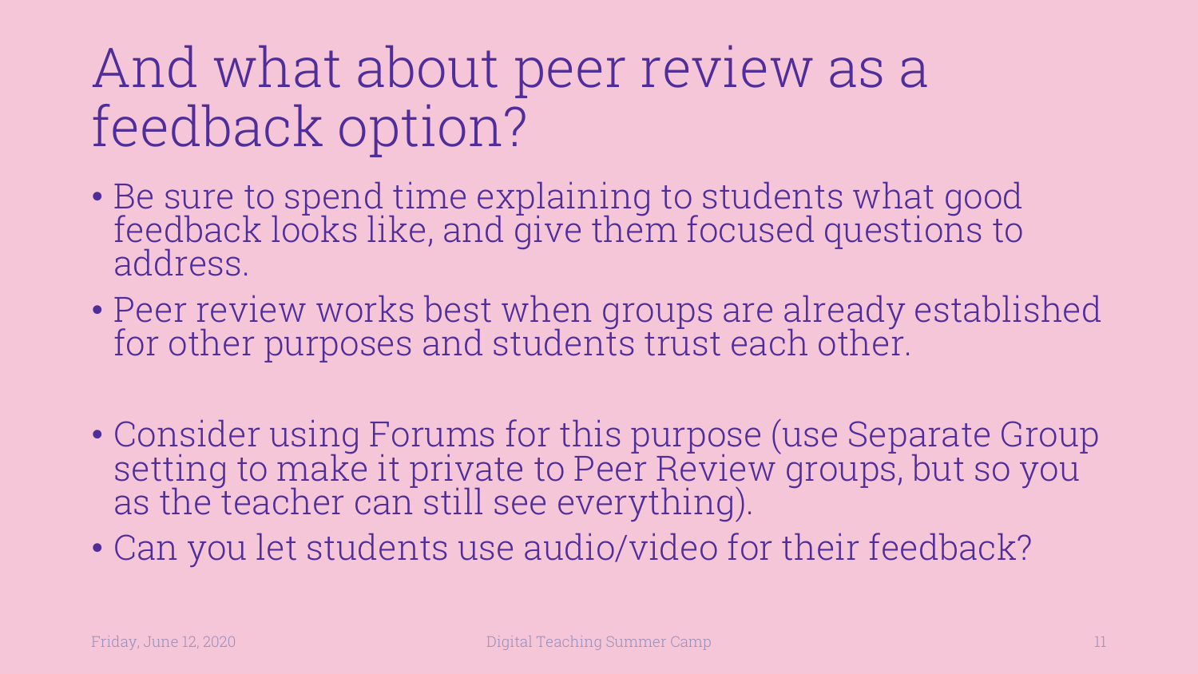# And what about peer review as a feedback option?

- Be sure to spend time explaining to students what good feedback looks like, and give them focused questions to address.
- Peer review works best when groups are already established for other purposes and students trust each other.

- Consider using Forums for this purpose (use Separate Group setting to make it private to Peer Review groups, but so you as the teacher can still see everything).
- Can you let students use audio/video for their feedback?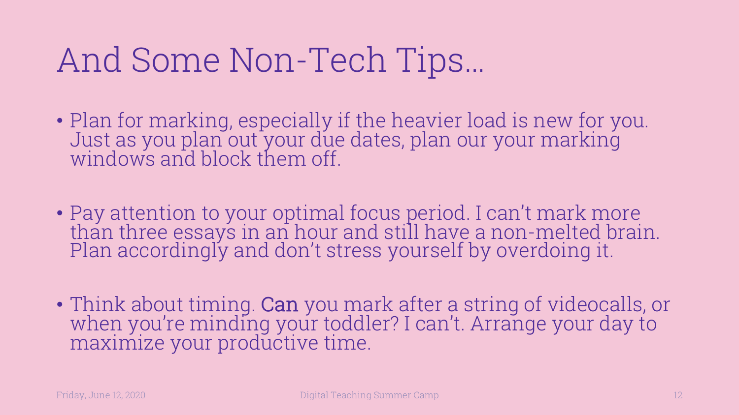# And Some Non-Tech Tips…

- Plan for marking, especially if the heavier load is new for you. Just as you plan out your due dates, plan our your marking windows and block them off.

- Pay attention to your optimal focus period. I can't mark more than three essays in an hour and still have a non-melted brain. Plan accordingly and don't stress yourself by overdoing it.

- Think about timing. Can you mark after a string of videocalls, or when you're minding your toddler? I can't. Arrange your day to maximize your productive time.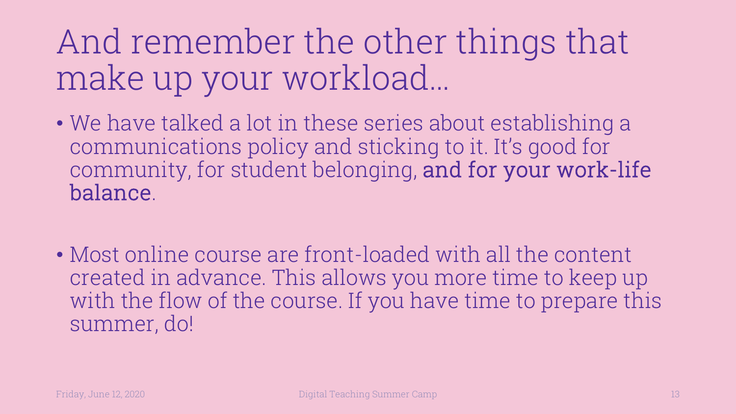# And remember the other things that make up your workload…

- We have talked a lot in these series about establishing a communications policy and sticking to it. It's good for community, for student belonging, **and for your work-life balance**.

- Most online course are front-loaded with all the content created in advance. This allows you more time to keep up with the flow of the course. If you have time to prepare this summer, do!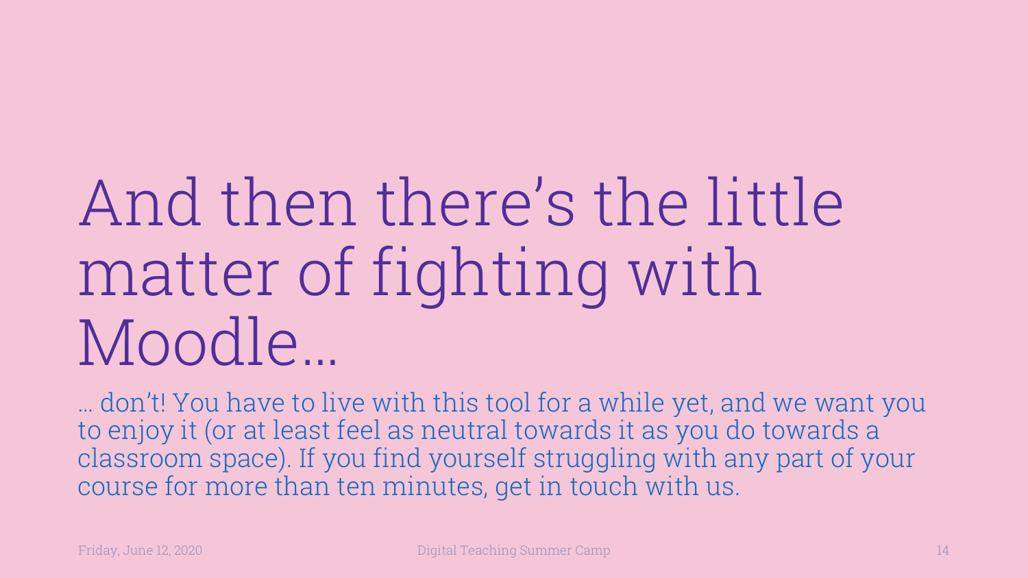# And then there's the little matter of fighting with Moodle…

… don't! You have to live with this tool for a while yet, and we want you to enjoy it (or at least feel as neutral towards it as you do towards a classroom space). If you find yourself struggling with any part of your course for more than ten minutes, get in touch with us.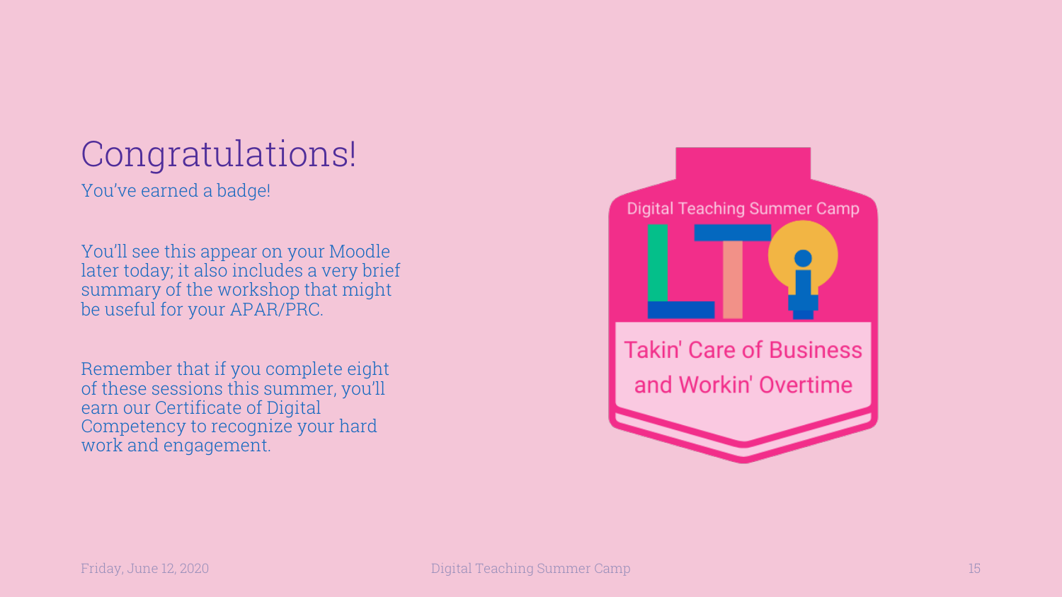# Congratulations!

You've earned a badge!

You'll see this appear on your Moodle later today; it also includes a very brief summary of the workshop that might be useful for your APAR/PRC.

Remember that if you complete eight of these sessions this summer, you'll earn our Certificate of Digital Competency to recognize your hard work and engagement.

Digital Teaching Summer Camp

Takin' Care of Business and Workin' Overtime